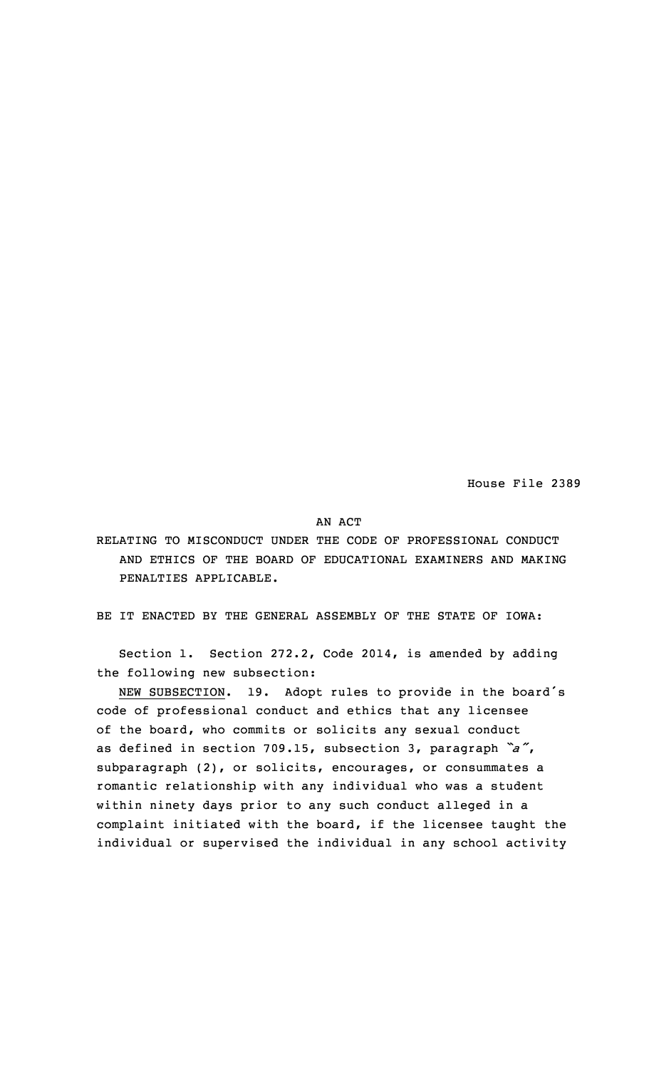House File 2389

AN ACT

RELATING TO MISCONDUCT UNDER THE CODE OF PROFESSIONAL CONDUCT AND ETHICS OF THE BOARD OF EDUCATIONAL EXAMINERS AND MAKING PENALTIES APPLICABLE.

BE IT ENACTED BY THE GENERAL ASSEMBLY OF THE STATE OF IOWA:

Section 1. Section 272.2, Code 2014, is amended by adding the following new subsection:

NEW SUBSECTION. 19. Adopt rules to provide in the board's code of professional conduct and ethics that any licensee of the board, who commits or solicits any sexual conduct as defined in section 709.15, subsection 3, paragraph *"a"*, subparagraph (2), or solicits, encourages, or consummates a romantic relationship with any individual who was a student within ninety days prior to any such conduct alleged in a complaint initiated with the board, if the licensee taught the individual or supervised the individual in any school activity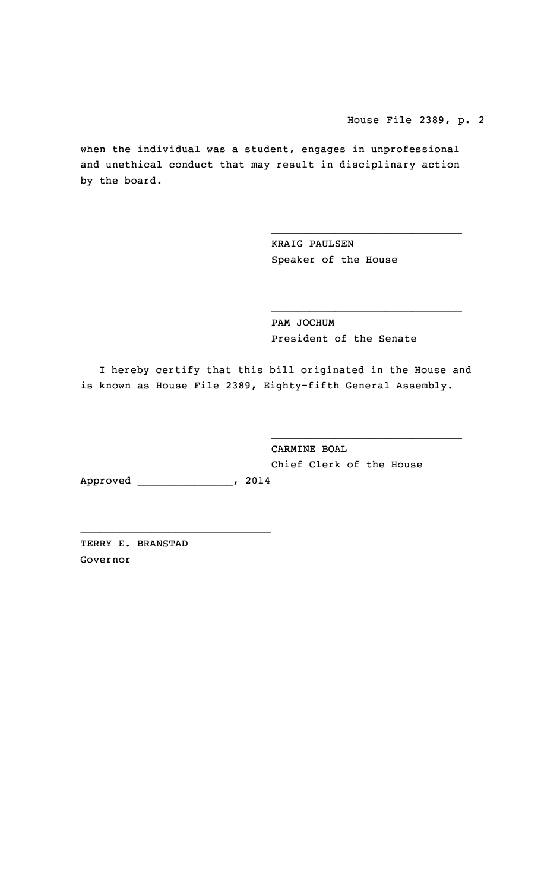when the individual was a student, engages in unprofessional and unethical conduct that may result in disciplinary action by the board.

______________________________
KRAIG PAULSEN
Speaker of the House

______________________________
PAM JOCHUM
President of the Senate

I hereby certify that this bill originated in the House and is known as House File 2389, Eighty-fifth General Assembly.

______________________________
CARMINE BOAL
Chief Clerk of the House

Approved ______________, 2014

______________________________
TERRY E. BRANSTAD
Governor